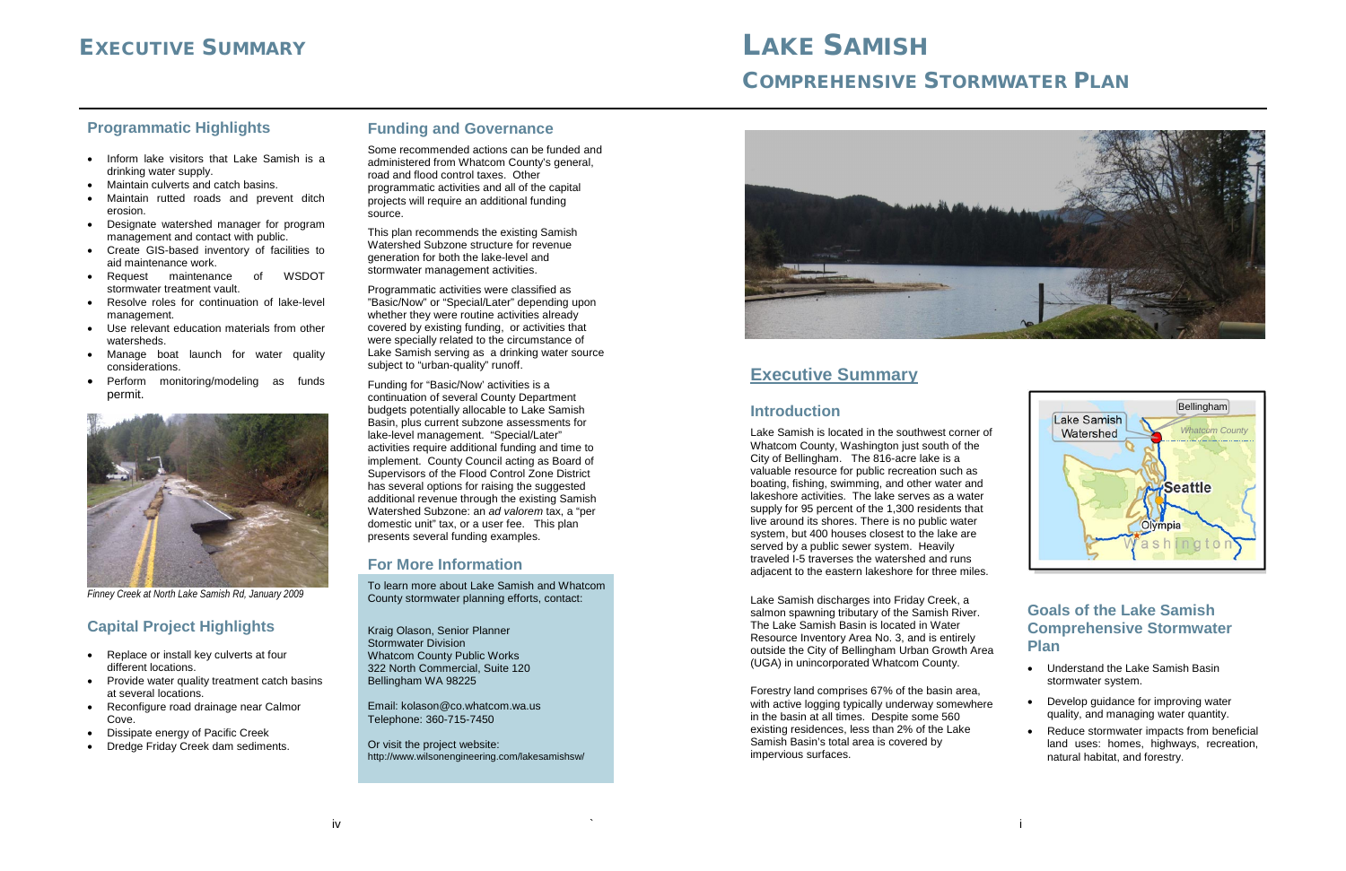# EXECUTIVE SUMMARY

## Programmatic Highlights

- Inform lake visitors that Lake Samish is a drinking water supply.
- Maintain culverts and catch basins.
- Maintain rutted roads and prevent ditch erosion.
- Designate watershed manager for program management and contact with public.
- Create GIS-based inventory of facilities to aid maintenance work.
- Request maintenance of WSDOT stormwater treatment vault.
- Resolve roles for continuation of lake-level management.
- Use relevant education materials from other watersheds.
- Manage boat launch for water quality considerations.
- Perform monitoring/modeling as funds permit.

*Finney Creek at North Lake Samish Rd, January 2009*

## Capital Project Highlights

- Replace or install key culverts at four different locations.
- Provide water quality treatment catch basins at several locations.
- Reconfigure road drainage near Calmor Cove.
- Dissipate energy of Pacific Creek
- Dredge Friday Creek dam sediments.

## Funding and Governance

Some recommended actions can be funded and administered from Whatcom County's general, road and flood control taxes. Other programmatic activities and all of the capital projects will require an additional funding source.

This plan recommends the existing Samish Watershed Subzone structure for revenue generation for both the lake-level and stormwater management activities.

Programmatic activities were classified as "Basic/Now" or "Special/Later" depending upon whether they were routine activities already covered by existing funding, or activities that were specially related to the circumstance of Lake Samish serving as a drinking water source subject to "urban-quality" runoff.

Funding for "Basic/Now' activities is a continuation of several County Department budgets potentially allocable to Lake Samish Basin, plus current subzone assessments for lake-level management. "Special/Later" activities require additional funding and time to implement. County Council acting as Board of Supervisors of the Flood Control Zone District has several options for raising the suggested additional revenue through the existing Samish Watershed Subzone: an *ad valorem* tax, a "per domestic unit" tax, or a user fee. This plan presents several funding examples.

## For More Information

To learn more about Lake Samish and Whatcom County stormwater planning efforts, contact:

Kraig Olason, Senior Planner
Stormwater Division
Whatcom County Public Works
322 North Commercial, Suite 120
Bellingham WA 98225

Email: kolason@co.whatcom.wa.us
Telephone: 360-715-7450

Or visit the project website:
http://www.wilsonengineering.com/lakesamishsw/

# LAKE SAMISH

# COMPREHENSIVE STORMWATER PLAN

## Executive Summary

### Introduction

Lake Samish is located in the southwest corner of Whatcom County, Washington just south of the City of Bellingham. The 816-acre lake is a valuable resource for public recreation such as boating, fishing, swimming, and other water and lakeshore activities. The lake serves as a water supply for 95 percent of the 1,300 residents that live around its shores. There is no public water system, but 400 houses closest to the lake are served by a public sewer system. Heavily traveled I-5 traverses the watershed and runs adjacent to the eastern lakeshore for three miles.

Lake Samish discharges into Friday Creek, a salmon spawning tributary of the Samish River. The Lake Samish Basin is located in Water Resource Inventory Area No. 3, and is entirely outside the City of Bellingham Urban Growth Area (UGA) in unincorporated Whatcom County.

Forestry land comprises 67% of the basin area, with active logging typically underway somewhere in the basin at all times. Despite some 560 existing residences, less than 2% of the Lake Samish Basin's total area is covered by impervious surfaces.

### Goals of the Lake Samish Comprehensive Stormwater Plan

- Understand the Lake Samish Basin stormwater system.
- Develop guidance for improving water quality, and managing water quantity.
- Reduce stormwater impacts from beneficial land uses: homes, highways, recreation, natural habitat, and forestry.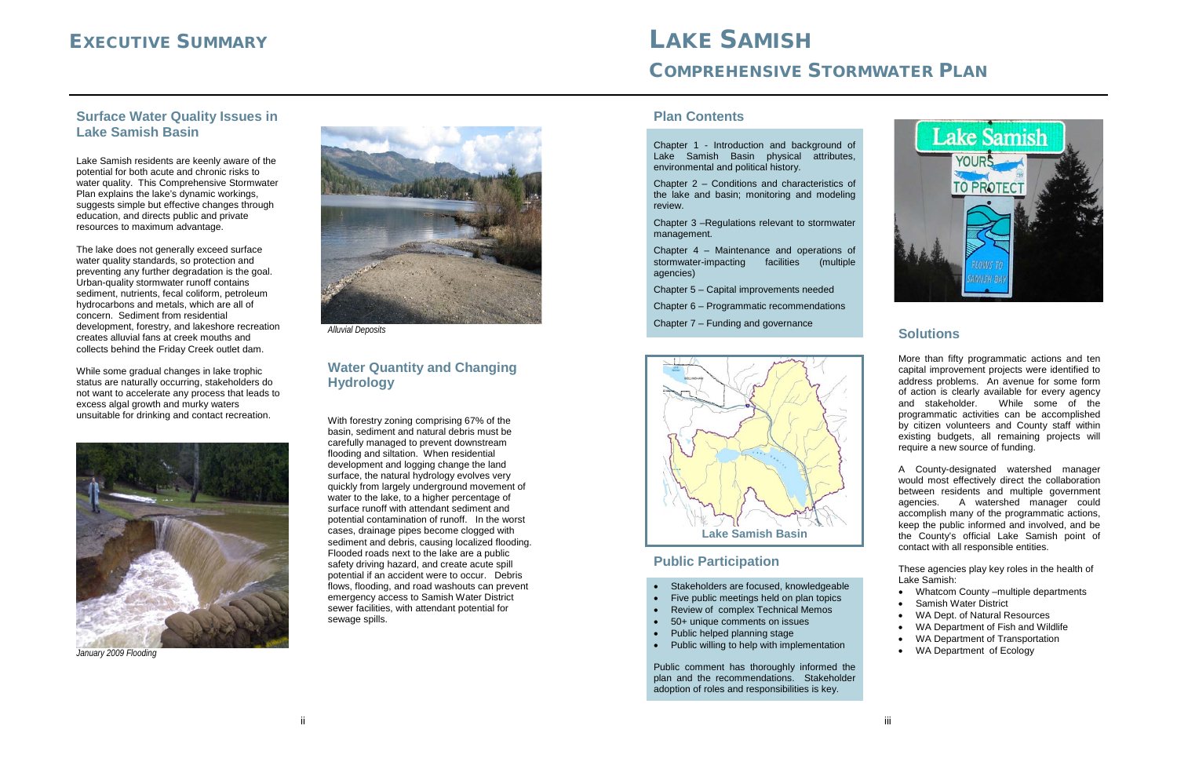# EXECUTIVE SUMMARY

## Surface Water Quality Issues in Lake Samish Basin

Lake Samish residents are keenly aware of the potential for both acute and chronic risks to water quality. This Comprehensive Stormwater Plan explains the lake's dynamic workings, suggests simple but effective changes through education, and directs public and private resources to maximum advantage.

The lake does not generally exceed surface water quality standards, so protection and preventing any further degradation is the goal. Urban-quality stormwater runoff contains sediment, nutrients, fecal coliform, petroleum hydrocarbons and metals, which are all of concern. Sediment from residential development, forestry, and lakeshore recreation creates alluvial fans at creek mouths and collects behind the Friday Creek outlet dam.

While some gradual changes in lake trophic status are naturally occurring, stakeholders do not want to accelerate any process that leads to excess algal growth and murky waters unsuitable for drinking and contact recreation.

*January 2009 Flooding*

*Alluvial Deposits*

## Water Quantity and Changing Hydrology

With forestry zoning comprising 67% of the basin, sediment and natural debris must be carefully managed to prevent downstream flooding and siltation. When residential development and logging change the land surface, the natural hydrology evolves very quickly from largely underground movement of water to the lake, to a higher percentage of surface runoff with attendant sediment and potential contamination of runoff. In the worst cases, drainage pipes become clogged with sediment and debris, causing localized flooding. Flooded roads next to the lake are a public safety driving hazard, and create acute spill potential if an accident were to occur. Debris flows, flooding, and road washouts can prevent emergency access to Samish Water District sewer facilities, with attendant potential for sewage spills.

# LAKE SAMISH

# COMPREHENSIVE STORMWATER PLAN

## Plan Contents

Chapter 1 - Introduction and background of Lake Samish Basin physical attributes, environmental and political history.

Chapter 2 – Conditions and characteristics of the lake and basin; monitoring and modeling review.

Chapter 3 –Regulations relevant to stormwater management.

Chapter 4 – Maintenance and operations of stormwater-impacting facilities (multiple agencies)

Chapter 5 – Capital improvements needed

Chapter 6 – Programmatic recommendations

Chapter 7 – Funding and governance

**Lake Samish Basin**

## Public Participation

- Stakeholders are focused, knowledgeable
- Five public meetings held on plan topics
- Review of complex Technical Memos
- 50+ unique comments on issues
- Public helped planning stage
- Public willing to help with implementation

Public comment has thoroughly informed the plan and the recommendations. Stakeholder adoption of roles and responsibilities is key.

## Solutions

More than fifty programmatic actions and ten capital improvement projects were identified to address problems. An avenue for some form of action is clearly available for every agency and stakeholder. While some of the programmatic activities can be accomplished by citizen volunteers and County staff within existing budgets, all remaining projects will require a new source of funding.

A County-designated watershed manager would most effectively direct the collaboration between residents and multiple government agencies. A watershed manager could accomplish many of the programmatic actions, keep the public informed and involved, and be the County's official Lake Samish point of contact with all responsible entities.

These agencies play key roles in the health of Lake Samish:

- Whatcom County –multiple departments
- Samish Water District
- WA Dept. of Natural Resources
- WA Department of Fish and Wildlife
- WA Department of Transportation
- WA Department of Ecology